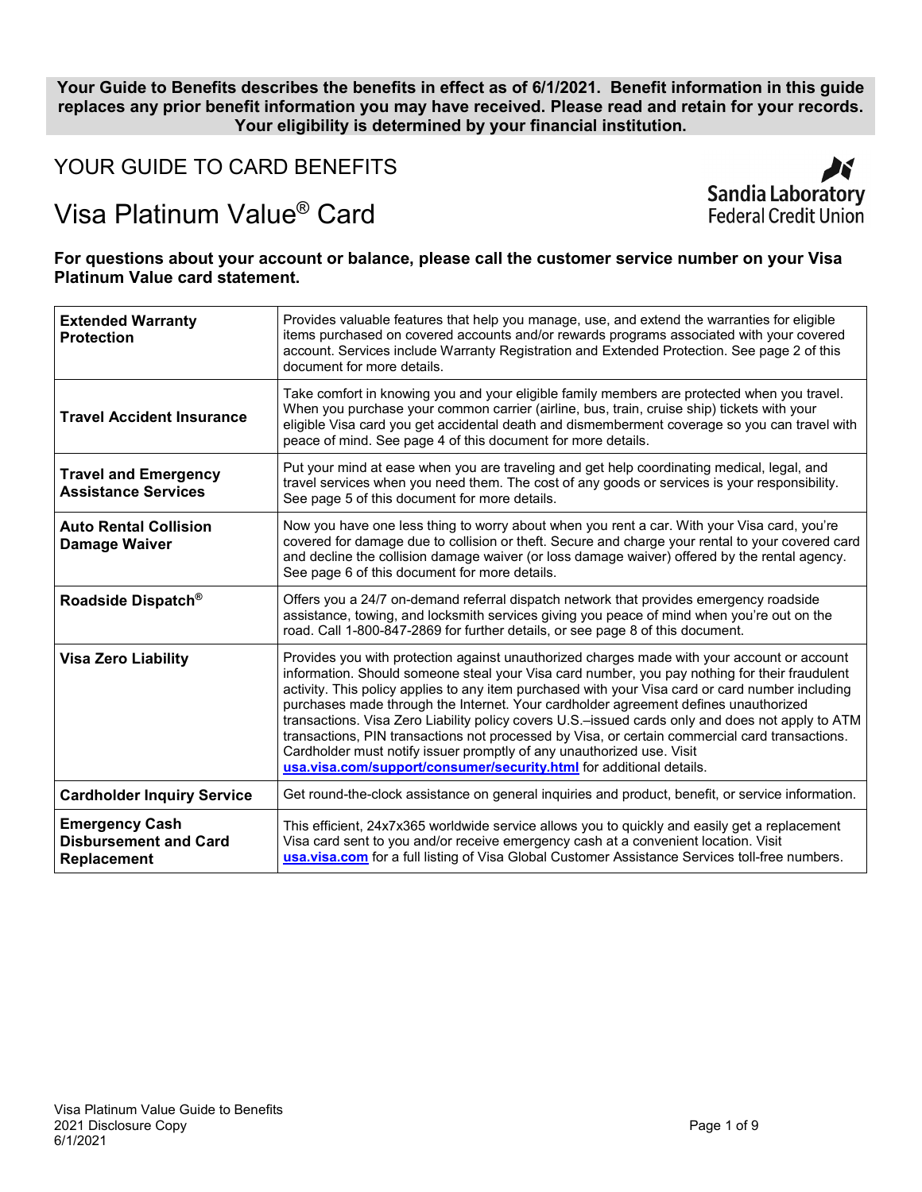**Your Guide to Benefits describes the benefits in effect as of 6/1/2021. Benefit information in this guide replaces any prior benefit information you may have received. Please read and retain for your records. Your eligibility is determined by your financial institution.**

# YOUR GUIDE TO CARD BENEFITS

# Visa Platinum Value® Card

Sandia Laboratory Federal Credit Union

**For questions about your account or balance, please call the customer service number on your Visa Platinum Value card statement.**

| | |
|---|---|
| **Extended Warranty Protection** | Provides valuable features that help you manage, use, and extend the warranties for eligible items purchased on covered accounts and/or rewards programs associated with your covered account. Services include Warranty Registration and Extended Protection. See page 2 of this document for more details. |
| **Travel Accident Insurance** | Take comfort in knowing you and your eligible family members are protected when you travel. When you purchase your common carrier (airline, bus, train, cruise ship) tickets with your eligible Visa card you get accidental death and dismemberment coverage so you can travel with peace of mind. See page 4 of this document for more details. |
| **Travel and Emergency Assistance Services** | Put your mind at ease when you are traveling and get help coordinating medical, legal, and travel services when you need them. The cost of any goods or services is your responsibility. See page 5 of this document for more details. |
| **Auto Rental Collision Damage Waiver** | Now you have one less thing to worry about when you rent a car. With your Visa card, you're covered for damage due to collision or theft. Secure and charge your rental to your covered card and decline the collision damage waiver (or loss damage waiver) offered by the rental agency. See page 6 of this document for more details. |
| **Roadside Dispatch®** | Offers you a 24/7 on-demand referral dispatch network that provides emergency roadside assistance, towing, and locksmith services giving you peace of mind when you're out on the road. Call 1-800-847-2869 for further details, or see page 8 of this document. |
| **Visa Zero Liability** | Provides you with protection against unauthorized charges made with your account or account information. Should someone steal your Visa card number, you pay nothing for their fraudulent activity. This policy applies to any item purchased with your Visa card or card number including purchases made through the Internet. Your cardholder agreement defines unauthorized transactions. Visa Zero Liability policy covers U.S.–issued cards only and does not apply to ATM transactions, PIN transactions not processed by Visa, or certain commercial card transactions. Cardholder must notify issuer promptly of any unauthorized use. Visit [usa.visa.com/support/consumer/security.html](usa.visa.com/support/consumer/security.html) for additional details. |
| **Cardholder Inquiry Service** | Get round-the-clock assistance on general inquiries and product, benefit, or service information. |
| **Emergency Cash Disbursement and Card Replacement** | This efficient, 24x7x365 worldwide service allows you to quickly and easily get a replacement Visa card sent to you and/or receive emergency cash at a convenient location. Visit [usa.visa.com](usa.visa.com) for a full listing of Visa Global Customer Assistance Services toll-free numbers. |

Visa Platinum Value Guide to Benefits
2021 Disclosure Copy
6/1/2021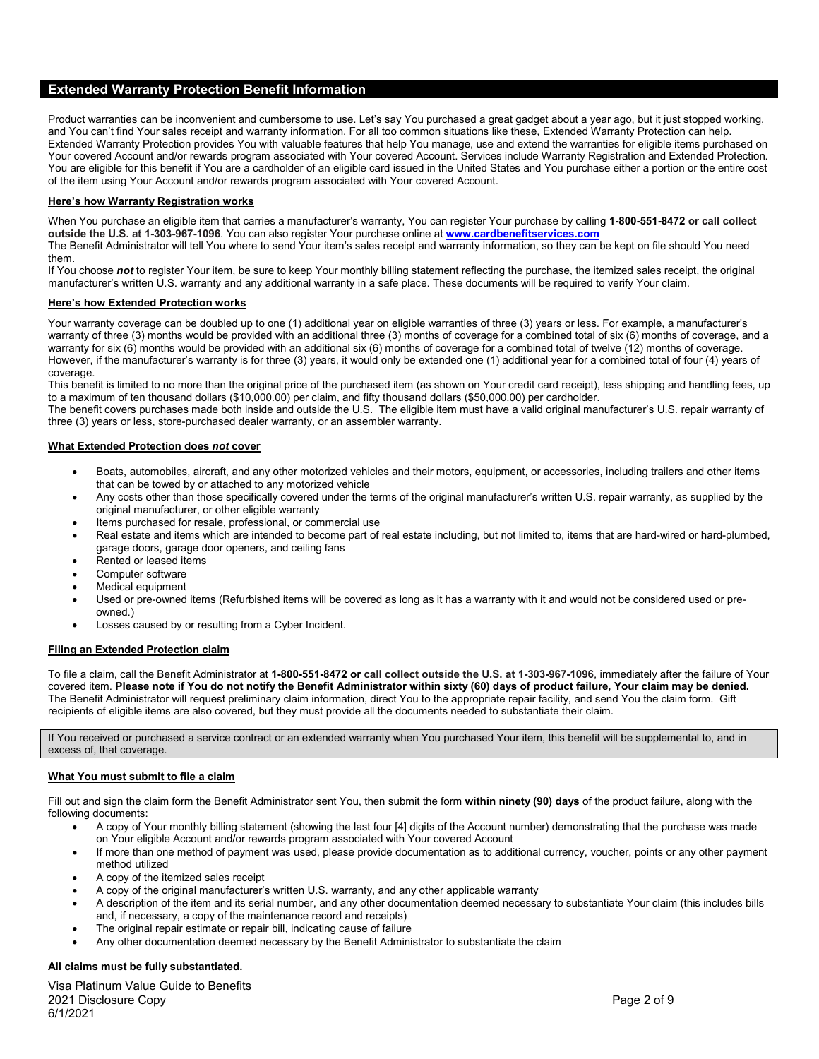## Extended Warranty Protection Benefit Information

Product warranties can be inconvenient and cumbersome to use. Let's say You purchased a great gadget about a year ago, but it just stopped working, and You can't find Your sales receipt and warranty information. For all too common situations like these, Extended Warranty Protection can help. Extended Warranty Protection provides You with valuable features that help You manage, use and extend the warranties for eligible items purchased on Your covered Account and/or rewards program associated with Your covered Account. Services include Warranty Registration and Extended Protection. You are eligible for this benefit if You are a cardholder of an eligible card issued in the United States and You purchase either a portion or the entire cost of the item using Your Account and/or rewards program associated with Your covered Account.

### Here's how Warranty Registration works

When You purchase an eligible item that carries a manufacturer's warranty, You can register Your purchase by calling **1-800-551-8472 or call collect outside the U.S. at 1-303-967-1096**. You can also register Your purchase online at **[www.cardbenefitservices.com](http://www.cardbenefitservices.com)**.

The Benefit Administrator will tell You where to send Your item's sales receipt and warranty information, so they can be kept on file should You need them.

If You choose ***not*** to register Your item, be sure to keep Your monthly billing statement reflecting the purchase, the itemized sales receipt, the original manufacturer's written U.S. warranty and any additional warranty in a safe place. These documents will be required to verify Your claim.

### Here's how Extended Protection works

Your warranty coverage can be doubled up to one (1) additional year on eligible warranties of three (3) years or less. For example, a manufacturer's warranty of three (3) months would be provided with an additional three (3) months of coverage for a combined total of six (6) months of coverage, and a warranty for six (6) months would be provided with an additional six (6) months of coverage for a combined total of twelve (12) months of coverage. However, if the manufacturer's warranty is for three (3) years, it would only be extended one (1) additional year for a combined total of four (4) years of coverage.

This benefit is limited to no more than the original price of the purchased item (as shown on Your credit card receipt), less shipping and handling fees, up to a maximum of ten thousand dollars ($10,000.00) per claim, and fifty thousand dollars ($50,000.00) per cardholder.

The benefit covers purchases made both inside and outside the U.S. The eligible item must have a valid original manufacturer's U.S. repair warranty of three (3) years or less, store-purchased dealer warranty, or an assembler warranty.

### What Extended Protection does *not* cover

- Boats, automobiles, aircraft, and any other motorized vehicles and their motors, equipment, or accessories, including trailers and other items that can be towed by or attached to any motorized vehicle
- Any costs other than those specifically covered under the terms of the original manufacturer's written U.S. repair warranty, as supplied by the original manufacturer, or other eligible warranty
- Items purchased for resale, professional, or commercial use
- Real estate and items which are intended to become part of real estate including, but not limited to, items that are hard-wired or hard-plumbed, garage doors, garage door openers, and ceiling fans
- Rented or leased items
- Computer software
- Medical equipment
- Used or pre-owned items (Refurbished items will be covered as long as it has a warranty with it and would not be considered used or pre-owned.)
- Losses caused by or resulting from a Cyber Incident.

### Filing an Extended Protection claim

To file a claim, call the Benefit Administrator at **1-800-551-8472 or call collect outside the U.S. at 1-303-967-1096**, immediately after the failure of Your covered item. **Please note if You do not notify the Benefit Administrator within sixty (60) days of product failure, Your claim may be denied.** The Benefit Administrator will request preliminary claim information, direct You to the appropriate repair facility, and send You the claim form. Gift recipients of eligible items are also covered, but they must provide all the documents needed to substantiate their claim.

If You received or purchased a service contract or an extended warranty when You purchased Your item, this benefit will be supplemental to, and in excess of, that coverage.

### What You must submit to file a claim

Fill out and sign the claim form the Benefit Administrator sent You, then submit the form **within ninety (90) days** of the product failure, along with the following documents:

- A copy of Your monthly billing statement (showing the last four [4] digits of the Account number) demonstrating that the purchase was made on Your eligible Account and/or rewards program associated with Your covered Account
- If more than one method of payment was used, please provide documentation as to additional currency, voucher, points or any other payment method utilized
- A copy of the itemized sales receipt
- A copy of the original manufacturer's written U.S. warranty, and any other applicable warranty
- A description of the item and its serial number, and any other documentation deemed necessary to substantiate Your claim (this includes bills and, if necessary, a copy of the maintenance record and receipts)
- The original repair estimate or repair bill, indicating cause of failure
- Any other documentation deemed necessary by the Benefit Administrator to substantiate the claim

**All claims must be fully substantiated.**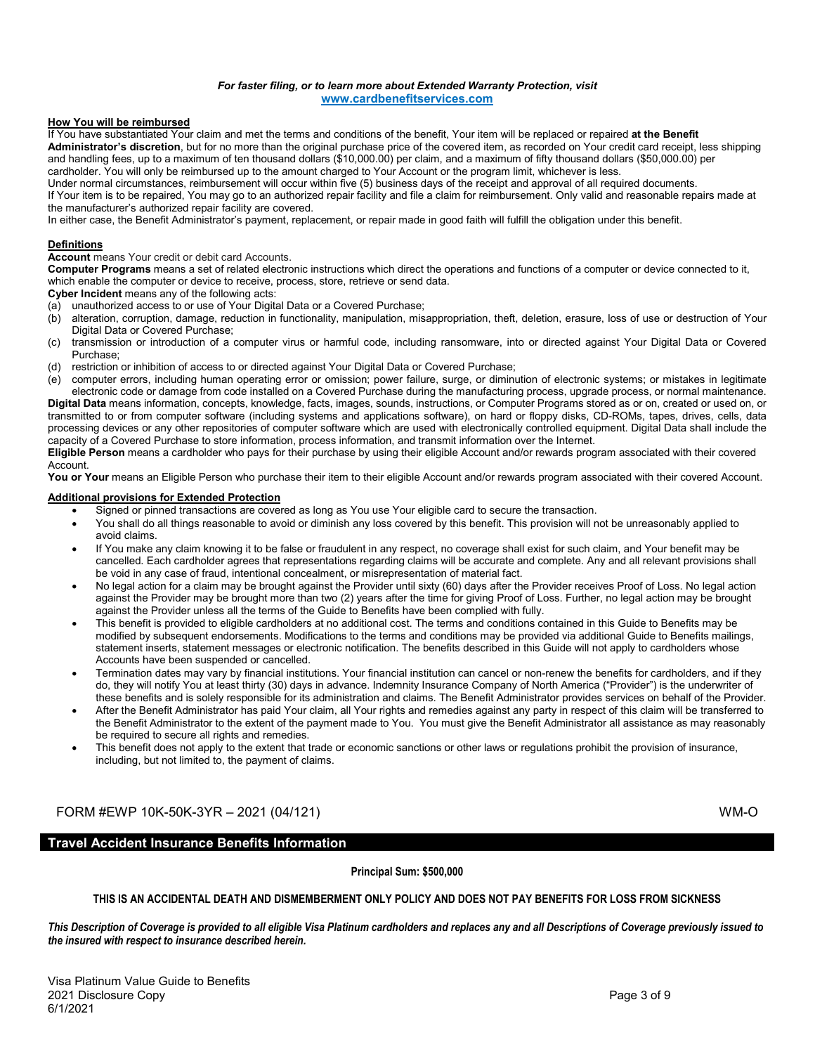***For faster filing, or to learn more about Extended Warranty Protection, visit*** **www.cardbenefitservices.com**

**How You will be reimbursed**

If You have substantiated Your claim and met the terms and conditions of the benefit, Your item will be replaced or repaired **at the Benefit Administrator's discretion**, but for no more than the original purchase price of the covered item, as recorded on Your credit card receipt, less shipping and handling fees, up to a maximum of ten thousand dollars ($10,000.00) per claim, and a maximum of fifty thousand dollars ($50,000.00) per cardholder. You will only be reimbursed up to the amount charged to Your Account or the program limit, whichever is less.

Under normal circumstances, reimbursement will occur within five (5) business days of the receipt and approval of all required documents.

If Your item is to be repaired, You may go to an authorized repair facility and file a claim for reimbursement. Only valid and reasonable repairs made at the manufacturer's authorized repair facility are covered.

In either case, the Benefit Administrator's payment, replacement, or repair made in good faith will fulfill the obligation under this benefit.

**Definitions**

**Account** means Your credit or debit card Accounts.

**Computer Programs** means a set of related electronic instructions which direct the operations and functions of a computer or device connected to it, which enable the computer or device to receive, process, store, retrieve or send data.

**Cyber Incident** means any of the following acts:

(a) unauthorized access to or use of Your Digital Data or a Covered Purchase;
(b) alteration, corruption, damage, reduction in functionality, manipulation, misappropriation, theft, deletion, erasure, loss of use or destruction of Your Digital Data or Covered Purchase;
(c) transmission or introduction of a computer virus or harmful code, including ransomware, into or directed against Your Digital Data or Covered Purchase;
(d) restriction or inhibition of access to or directed against Your Digital Data or Covered Purchase;
(e) computer errors, including human operating error or omission; power failure, surge, or diminution of electronic systems; or mistakes in legitimate electronic code or damage from code installed on a Covered Purchase during the manufacturing process, upgrade process, or normal maintenance.

**Digital Data** means information, concepts, knowledge, facts, images, sounds, instructions, or Computer Programs stored as or on, created or used on, or transmitted to or from computer software (including systems and applications software), on hard or floppy disks, CD-ROMs, tapes, drives, cells, data processing devices or any other repositories of computer software which are used with electronically controlled equipment. Digital Data shall include the capacity of a Covered Purchase to store information, process information, and transmit information over the Internet.

**Eligible Person** means a cardholder who pays for their purchase by using their eligible Account and/or rewards program associated with their covered Account.

**You or Your** means an Eligible Person who purchase their item to their eligible Account and/or rewards program associated with their covered Account.

**Additional provisions for Extended Protection**

- Signed or pinned transactions are covered as long as You use Your eligible card to secure the transaction.
- You shall do all things reasonable to avoid or diminish any loss covered by this benefit. This provision will not be unreasonably applied to avoid claims.
- If You make any claim knowing it to be false or fraudulent in any respect, no coverage shall exist for such claim, and Your benefit may be cancelled. Each cardholder agrees that representations regarding claims will be accurate and complete. Any and all relevant provisions shall be void in any case of fraud, intentional concealment, or misrepresentation of material fact.
- No legal action for a claim may be brought against the Provider until sixty (60) days after the Provider receives Proof of Loss. No legal action against the Provider may be brought more than two (2) years after the time for giving Proof of Loss. Further, no legal action may be brought against the Provider unless all the terms of the Guide to Benefits have been complied with fully.
- This benefit is provided to eligible cardholders at no additional cost. The terms and conditions contained in this Guide to Benefits may be modified by subsequent endorsements. Modifications to the terms and conditions may be provided via additional Guide to Benefits mailings, statement inserts, statement messages or electronic notification. The benefits described in this Guide will not apply to cardholders whose Accounts have been suspended or cancelled.
- Termination dates may vary by financial institutions. Your financial institution can cancel or non-renew the benefits for cardholders, and if they do, they will notify You at least thirty (30) days in advance. Indemnity Insurance Company of North America ("Provider") is the underwriter of these benefits and is solely responsible for its administration and claims. The Benefit Administrator provides services on behalf of the Provider.
- After the Benefit Administrator has paid Your claim, all Your rights and remedies against any party in respect of this claim will be transferred to the Benefit Administrator to the extent of the payment made to You. You must give the Benefit Administrator all assistance as may reasonably be required to secure all rights and remedies.
- This benefit does not apply to the extent that trade or economic sanctions or other laws or regulations prohibit the provision of insurance, including, but not limited to, the payment of claims.

FORM #EWP 10K-50K-3YR – 2021 (04/121) WM-O

## Travel Accident Insurance Benefits Information

**Principal Sum: $500,000**

**THIS IS AN ACCIDENTAL DEATH AND DISMEMBERMENT ONLY POLICY AND DOES NOT PAY BENEFITS FOR LOSS FROM SICKNESS**

***This Description of Coverage is provided to all eligible Visa Platinum cardholders and replaces any and all Descriptions of Coverage previously issued to the insured with respect to insurance described herein.***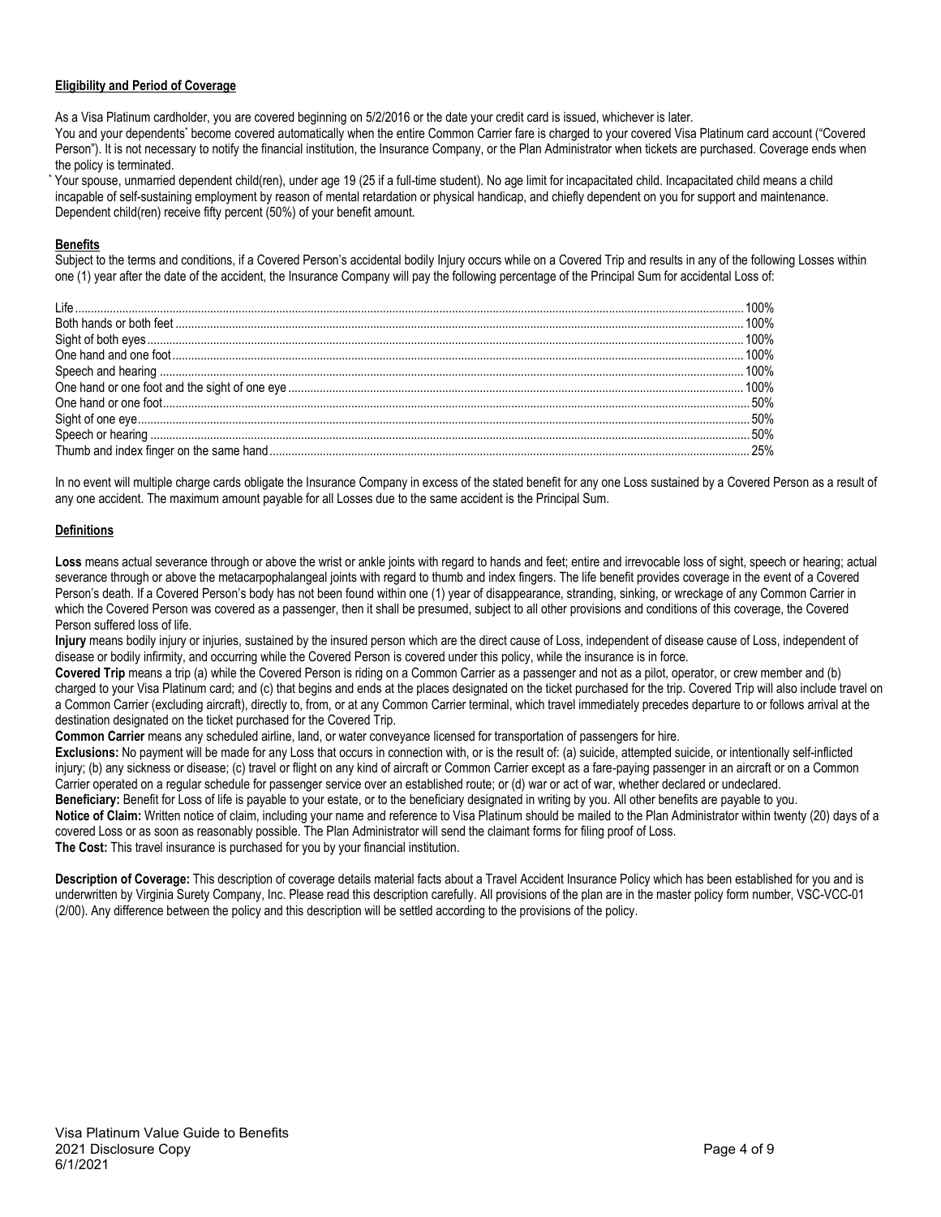**Eligibility and Period of Coverage**

As a Visa Platinum cardholder, you are covered beginning on 5/2/2016 or the date your credit card is issued, whichever is later.
You and your dependents* become covered automatically when the entire Common Carrier fare is charged to your covered Visa Platinum card account ("Covered Person"). It is not necessary to notify the financial institution, the Insurance Company, or the Plan Administrator when tickets are purchased. Coverage ends when the policy is terminated.

* Your spouse, unmarried dependent child(ren), under age 19 (25 if a full-time student). No age limit for incapacitated child. Incapacitated child means a child incapable of self-sustaining employment by reason of mental retardation or physical handicap, and chiefly dependent on you for support and maintenance. Dependent child(ren) receive fifty percent (50%) of your benefit amount.

**Benefits**

Subject to the terms and conditions, if a Covered Person's accidental bodily Injury occurs while on a Covered Trip and results in any of the following Losses within one (1) year after the date of the accident, the Insurance Company will pay the following percentage of the Principal Sum for accidental Loss of:

| Loss | Percentage |
| --- | --- |
| Life | 100% |
| Both hands or both feet | 100% |
| Sight of both eyes | 100% |
| One hand and one foot | 100% |
| Speech and hearing | 100% |
| One hand or one foot and the sight of one eye | 100% |
| One hand or one foot | 50% |
| Sight of one eye | 50% |
| Speech or hearing | 50% |
| Thumb and index finger on the same hand | 25% |

In no event will multiple charge cards obligate the Insurance Company in excess of the stated benefit for any one Loss sustained by a Covered Person as a result of any one accident. The maximum amount payable for all Losses due to the same accident is the Principal Sum.

**Definitions**

**Loss** means actual severance through or above the wrist or ankle joints with regard to hands and feet; entire and irrevocable loss of sight, speech or hearing; actual severance through or above the metacarpophalangeal joints with regard to thumb and index fingers. The life benefit provides coverage in the event of a Covered Person's death. If a Covered Person's body has not been found within one (1) year of disappearance, stranding, sinking, or wreckage of any Common Carrier in which the Covered Person was covered as a passenger, then it shall be presumed, subject to all other provisions and conditions of this coverage, the Covered Person suffered loss of life.

**Injury** means bodily injury or injuries, sustained by the insured person which are the direct cause of Loss, independent of disease cause of Loss, independent of disease or bodily infirmity, and occurring while the Covered Person is covered under this policy, while the insurance is in force.

**Covered Trip** means a trip (a) while the Covered Person is riding on a Common Carrier as a passenger and not as a pilot, operator, or crew member and (b) charged to your Visa Platinum card; and (c) that begins and ends at the places designated on the ticket purchased for the trip. Covered Trip will also include travel on a Common Carrier (excluding aircraft), directly to, from, or at any Common Carrier terminal, which travel immediately precedes departure to or follows arrival at the destination designated on the ticket purchased for the Covered Trip.

**Common Carrier** means any scheduled airline, land, or water conveyance licensed for transportation of passengers for hire.

**Exclusions:** No payment will be made for any Loss that occurs in connection with, or is the result of: (a) suicide, attempted suicide, or intentionally self-inflicted injury; (b) any sickness or disease; (c) travel or flight on any kind of aircraft or Common Carrier except as a fare-paying passenger in an aircraft or on a Common Carrier operated on a regular schedule for passenger service over an established route; or (d) war or act of war, whether declared or undeclared.

**Beneficiary:** Benefit for Loss of life is payable to your estate, or to the beneficiary designated in writing by you. All other benefits are payable to you.

**Notice of Claim:** Written notice of claim, including your name and reference to Visa Platinum should be mailed to the Plan Administrator within twenty (20) days of a covered Loss or as soon as reasonably possible. The Plan Administrator will send the claimant forms for filing proof of Loss.

**The Cost:** This travel insurance is purchased for you by your financial institution.

**Description of Coverage:** This description of coverage details material facts about a Travel Accident Insurance Policy which has been established for you and is underwritten by Virginia Surety Company, Inc. Please read this description carefully. All provisions of the plan are in the master policy form number, VSC-VCC-01 (2/00). Any difference between the policy and this description will be settled according to the provisions of the policy.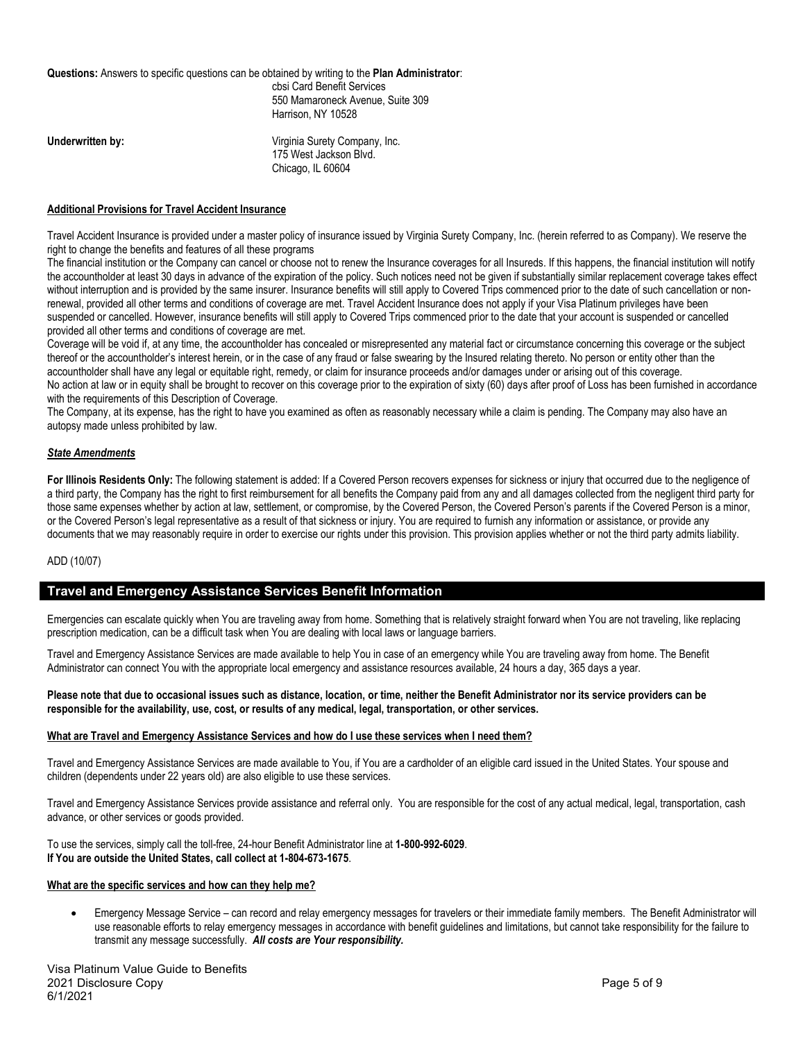**Questions:** Answers to specific questions can be obtained by writing to the **Plan Administrator**:

cbsi Card Benefit Services
550 Mamaroneck Avenue, Suite 309
Harrison, NY 10528

**Underwritten by:**

Virginia Surety Company, Inc.
175 West Jackson Blvd.
Chicago, IL 60604

**Additional Provisions for Travel Accident Insurance**

Travel Accident Insurance is provided under a master policy of insurance issued by Virginia Surety Company, Inc. (herein referred to as Company). We reserve the right to change the benefits and features of all these programs

The financial institution or the Company can cancel or choose not to renew the Insurance coverages for all Insureds. If this happens, the financial institution will notify the accountholder at least 30 days in advance of the expiration of the policy. Such notices need not be given if substantially similar replacement coverage takes effect without interruption and is provided by the same insurer. Insurance benefits will still apply to Covered Trips commenced prior to the date of such cancellation or non-renewal, provided all other terms and conditions of coverage are met. Travel Accident Insurance does not apply if your Visa Platinum privileges have been suspended or cancelled. However, insurance benefits will still apply to Covered Trips commenced prior to the date that your account is suspended or cancelled provided all other terms and conditions of coverage are met.

Coverage will be void if, at any time, the accountholder has concealed or misrepresented any material fact or circumstance concerning this coverage or the subject thereof or the accountholder's interest herein, or in the case of any fraud or false swearing by the Insured relating thereto. No person or entity other than the accountholder shall have any legal or equitable right, remedy, or claim for insurance proceeds and/or damages under or arising out of this coverage.

No action at law or in equity shall be brought to recover on this coverage prior to the expiration of sixty (60) days after proof of Loss has been furnished in accordance with the requirements of this Description of Coverage.

The Company, at its expense, has the right to have you examined as often as reasonably necessary while a claim is pending. The Company may also have an autopsy made unless prohibited by law.

***State Amendments***

**For Illinois Residents Only:** The following statement is added: If a Covered Person recovers expenses for sickness or injury that occurred due to the negligence of a third party, the Company has the right to first reimbursement for all benefits the Company paid from any and all damages collected from the negligent third party for those same expenses whether by action at law, settlement, or compromise, by the Covered Person, the Covered Person's parents if the Covered Person is a minor, or the Covered Person's legal representative as a result of that sickness or injury. You are required to furnish any information or assistance, or provide any documents that we may reasonably require in order to exercise our rights under this provision. This provision applies whether or not the third party admits liability.

ADD (10/07)

## Travel and Emergency Assistance Services Benefit Information

Emergencies can escalate quickly when You are traveling away from home. Something that is relatively straight forward when You are not traveling, like replacing prescription medication, can be a difficult task when You are dealing with local laws or language barriers.

Travel and Emergency Assistance Services are made available to help You in case of an emergency while You are traveling away from home. The Benefit Administrator can connect You with the appropriate local emergency and assistance resources available, 24 hours a day, 365 days a year.

**Please note that due to occasional issues such as distance, location, or time, neither the Benefit Administrator nor its service providers can be responsible for the availability, use, cost, or results of any medical, legal, transportation, or other services.**

**What are Travel and Emergency Assistance Services and how do I use these services when I need them?**

Travel and Emergency Assistance Services are made available to You, if You are a cardholder of an eligible card issued in the United States. Your spouse and children (dependents under 22 years old) are also eligible to use these services.

Travel and Emergency Assistance Services provide assistance and referral only. You are responsible for the cost of any actual medical, legal, transportation, cash advance, or other services or goods provided.

To use the services, simply call the toll-free, 24-hour Benefit Administrator line at **1-800-992-6029**.
**If You are outside the United States, call collect at 1-804-673-1675**.

**What are the specific services and how can they help me?**

- Emergency Message Service – can record and relay emergency messages for travelers or their immediate family members. The Benefit Administrator will use reasonable efforts to relay emergency messages in accordance with benefit guidelines and limitations, but cannot take responsibility for the failure to transmit any message successfully. ***All costs are Your responsibility.***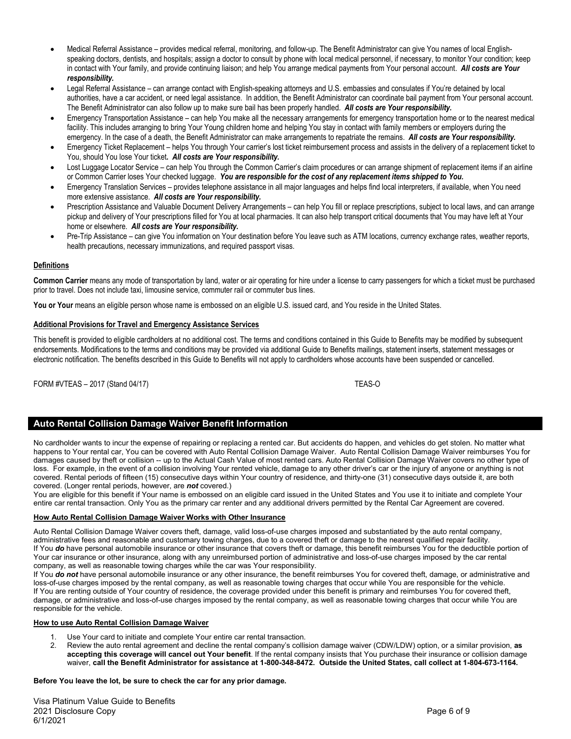- Medical Referral Assistance – provides medical referral, monitoring, and follow-up. The Benefit Administrator can give You names of local English-speaking doctors, dentists, and hospitals; assign a doctor to consult by phone with local medical personnel, if necessary, to monitor Your condition; keep in contact with Your family, and provide continuing liaison; and help You arrange medical payments from Your personal account. ***All costs are Your responsibility.***
- Legal Referral Assistance – can arrange contact with English-speaking attorneys and U.S. embassies and consulates if You're detained by local authorities, have a car accident, or need legal assistance. In addition, the Benefit Administrator can coordinate bail payment from Your personal account. The Benefit Administrator can also follow up to make sure bail has been properly handled. ***All costs are Your responsibility.***
- Emergency Transportation Assistance – can help You make all the necessary arrangements for emergency transportation home or to the nearest medical facility. This includes arranging to bring Your Young children home and helping You stay in contact with family members or employers during the emergency. In the case of a death, the Benefit Administrator can make arrangements to repatriate the remains. ***All costs are Your responsibility.***
- Emergency Ticket Replacement – helps You through Your carrier's lost ticket reimbursement process and assists in the delivery of a replacement ticket to You, should You lose Your ticket. ***All costs are Your responsibility.***
- Lost Luggage Locator Service – can help You through the Common Carrier's claim procedures or can arrange shipment of replacement items if an airline or Common Carrier loses Your checked luggage. ***You are responsible for the cost of any replacement items shipped to You.***
- Emergency Translation Services – provides telephone assistance in all major languages and helps find local interpreters, if available, when You need more extensive assistance. ***All costs are Your responsibility.***
- Prescription Assistance and Valuable Document Delivery Arrangements – can help You fill or replace prescriptions, subject to local laws, and can arrange pickup and delivery of Your prescriptions filled for You at local pharmacies. It can also help transport critical documents that You may have left at Your home or elsewhere. ***All costs are Your responsibility.***
- Pre-Trip Assistance – can give You information on Your destination before You leave such as ATM locations, currency exchange rates, weather reports, health precautions, necessary immunizations, and required passport visas.

**Definitions**

**Common Carrier** means any mode of transportation by land, water or air operating for hire under a license to carry passengers for which a ticket must be purchased prior to travel. Does not include taxi, limousine service, commuter rail or commuter bus lines.

**You or Your** means an eligible person whose name is embossed on an eligible U.S. issued card, and You reside in the United States.

**Additional Provisions for Travel and Emergency Assistance Services**

This benefit is provided to eligible cardholders at no additional cost. The terms and conditions contained in this Guide to Benefits may be modified by subsequent endorsements. Modifications to the terms and conditions may be provided via additional Guide to Benefits mailings, statement inserts, statement messages or electronic notification. The benefits described in this Guide to Benefits will not apply to cardholders whose accounts have been suspended or cancelled.

FORM #VTEAS – 2017 (Stand 04/17) TEAS-O

## Auto Rental Collision Damage Waiver Benefit Information

No cardholder wants to incur the expense of repairing or replacing a rented car. But accidents do happen, and vehicles do get stolen. No matter what happens to Your rental car, You can be covered with Auto Rental Collision Damage Waiver. Auto Rental Collision Damage Waiver reimburses You for damages caused by theft or collision -- up to the Actual Cash Value of most rented cars. Auto Rental Collision Damage Waiver covers no other type of loss. For example, in the event of a collision involving Your rented vehicle, damage to any other driver's car or the injury of anyone or anything is not covered. Rental periods of fifteen (15) consecutive days within Your country of residence, and thirty-one (31) consecutive days outside it, are both covered. (Longer rental periods, however, are ***not*** covered.)

You are eligible for this benefit if Your name is embossed on an eligible card issued in the United States and You use it to initiate and complete Your entire car rental transaction. Only You as the primary car renter and any additional drivers permitted by the Rental Car Agreement are covered.

**How Auto Rental Collision Damage Waiver Works with Other Insurance**

Auto Rental Collision Damage Waiver covers theft, damage, valid loss-of-use charges imposed and substantiated by the auto rental company, administrative fees and reasonable and customary towing charges, due to a covered theft or damage to the nearest qualified repair facility.

If You ***do*** have personal automobile insurance or other insurance that covers theft or damage, this benefit reimburses You for the deductible portion of Your car insurance or other insurance, along with any unreimbursed portion of administrative and loss-of-use charges imposed by the car rental company, as well as reasonable towing charges while the car was Your responsibility.

If You ***do not*** have personal automobile insurance or any other insurance, the benefit reimburses You for covered theft, damage, or administrative and loss-of-use charges imposed by the rental company, as well as reasonable towing charges that occur while You are responsible for the vehicle.

If You are renting outside of Your country of residence, the coverage provided under this benefit is primary and reimburses You for covered theft, damage, or administrative and loss-of-use charges imposed by the rental company, as well as reasonable towing charges that occur while You are responsible for the vehicle.

**How to use Auto Rental Collision Damage Waiver**

1. Use Your card to initiate and complete Your entire car rental transaction.
2. Review the auto rental agreement and decline the rental company's collision damage waiver (CDW/LDW) option, or a similar provision, **as accepting this coverage will cancel out Your benefit**. If the rental company insists that You purchase their insurance or collision damage waiver, **call the Benefit Administrator for assistance at 1-800-348-8472. Outside the United States, call collect at 1-804-673-1164.**

**Before You leave the lot, be sure to check the car for any prior damage.**

Visa Platinum Value Guide to Benefits
2021 Disclosure Copy
6/1/2021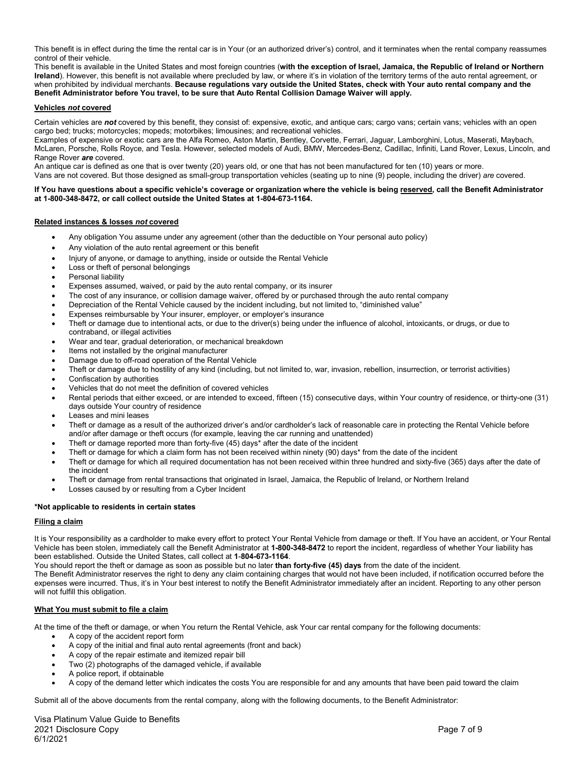This benefit is in effect during the time the rental car is in Your (or an authorized driver's) control, and it terminates when the rental company reassumes control of their vehicle.

This benefit is available in the United States and most foreign countries (**with the exception of Israel, Jamaica, the Republic of Ireland or Northern Ireland**). However, this benefit is not available where precluded by law, or where it's in violation of the territory terms of the auto rental agreement, or when prohibited by individual merchants. **Because regulations vary outside the United States, check with Your auto rental company and the Benefit Administrator before You travel, to be sure that Auto Rental Collision Damage Waiver will apply.**

### Vehicles *not* covered

Certain vehicles are ***not*** covered by this benefit, they consist of: expensive, exotic, and antique cars; cargo vans; certain vans; vehicles with an open cargo bed; trucks; motorcycles; mopeds; motorbikes; limousines; and recreational vehicles.

Examples of expensive or exotic cars are the Alfa Romeo, Aston Martin, Bentley, Corvette, Ferrari, Jaguar, Lamborghini, Lotus, Maserati, Maybach, McLaren, Porsche, Rolls Royce, and Tesla. However, selected models of Audi, BMW, Mercedes-Benz, Cadillac, Infiniti, Land Rover, Lexus, Lincoln, and Range Rover ***are*** covered.

An antique car is defined as one that is over twenty (20) years old, or one that has not been manufactured for ten (10) years or more.

Vans are not covered. But those designed as small-group transportation vehicles (seating up to nine (9) people, including the driver) *are* covered.

**If You have questions about a specific vehicle's coverage or organization where the vehicle is being reserved, call the Benefit Administrator at 1-800-348-8472, or call collect outside the United States at 1-804-673-1164.**

### Related instances & losses *not* covered

- Any obligation You assume under any agreement (other than the deductible on Your personal auto policy)
- Any violation of the auto rental agreement or this benefit
- Injury of anyone, or damage to anything, inside or outside the Rental Vehicle
- Loss or theft of personal belongings
- Personal liability
- Expenses assumed, waived, or paid by the auto rental company, or its insurer
- The cost of any insurance, or collision damage waiver, offered by or purchased through the auto rental company
- Depreciation of the Rental Vehicle caused by the incident including, but not limited to, "diminished value"
- Expenses reimbursable by Your insurer, employer, or employer's insurance
- Theft or damage due to intentional acts, or due to the driver(s) being under the influence of alcohol, intoxicants, or drugs, or due to contraband, or illegal activities
- Wear and tear, gradual deterioration, or mechanical breakdown
- Items not installed by the original manufacturer
- Damage due to off-road operation of the Rental Vehicle
- Theft or damage due to hostility of any kind (including, but not limited to, war, invasion, rebellion, insurrection, or terrorist activities)
- Confiscation by authorities
- Vehicles that do not meet the definition of covered vehicles
- Rental periods that either exceed, or are intended to exceed, fifteen (15) consecutive days, within Your country of residence, or thirty-one (31) days outside Your country of residence
- Leases and mini leases
- Theft or damage as a result of the authorized driver's and/or cardholder's lack of reasonable care in protecting the Rental Vehicle before and/or after damage or theft occurs (for example, leaving the car running and unattended)
- Theft or damage reported more than forty-five (45) days* after the date of the incident
- Theft or damage for which a claim form has not been received within ninety (90) days* from the date of the incident
- Theft or damage for which all required documentation has not been received within three hundred and sixty-five (365) days after the date of the incident
- Theft or damage from rental transactions that originated in Israel, Jamaica, the Republic of Ireland, or Northern Ireland
- Losses caused by or resulting from a Cyber Incident

**\*Not applicable to residents in certain states**

### Filing a claim

It is Your responsibility as a cardholder to make every effort to protect Your Rental Vehicle from damage or theft. If You have an accident, or Your Rental Vehicle has been stolen, immediately call the Benefit Administrator at **1-800-348-8472** to report the incident, regardless of whether Your liability has been established. Outside the United States, call collect at **1-804-673-1164**.

You should report the theft or damage as soon as possible but no later **than forty-five (45) days** from the date of the incident.

The Benefit Administrator reserves the right to deny any claim containing charges that would not have been included, if notification occurred before the expenses were incurred. Thus, it's in Your best interest to notify the Benefit Administrator immediately after an incident. Reporting to any other person will not fulfill this obligation.

### What You must submit to file a claim

At the time of the theft or damage, or when You return the Rental Vehicle, ask Your car rental company for the following documents:

- A copy of the accident report form
- A copy of the initial and final auto rental agreements (front and back)
- A copy of the repair estimate and itemized repair bill
- Two (2) photographs of the damaged vehicle, if available
- A police report, if obtainable
- A copy of the demand letter which indicates the costs You are responsible for and any amounts that have been paid toward the claim

Submit all of the above documents from the rental company, along with the following documents, to the Benefit Administrator: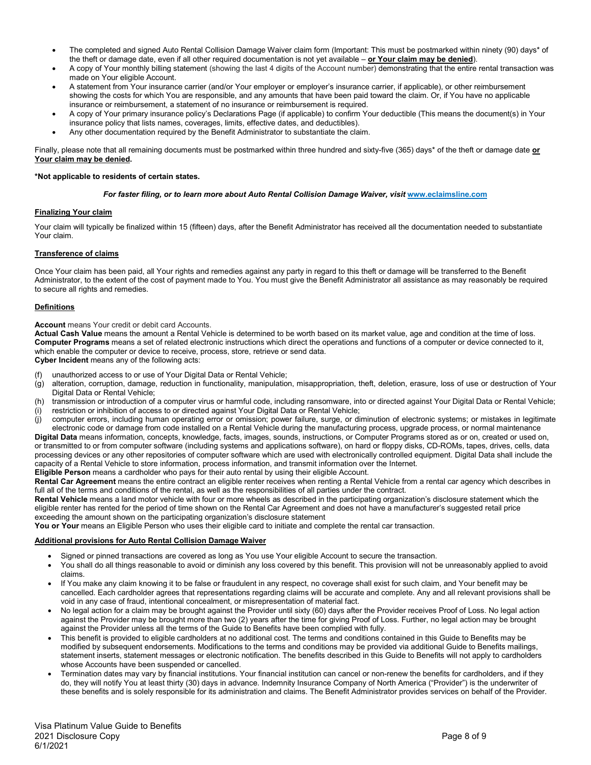- The completed and signed Auto Rental Collision Damage Waiver claim form (Important: This must be postmarked within ninety (90) days* of the theft or damage date, even if all other required documentation is not yet available – **or Your claim may be denied**).
- A copy of Your monthly billing statement (showing the last 4 digits of the Account number) demonstrating that the entire rental transaction was made on Your eligible Account.
- A statement from Your insurance carrier (and/or Your employer or employer's insurance carrier, if applicable), or other reimbursement showing the costs for which You are responsible, and any amounts that have been paid toward the claim. Or, if You have no applicable insurance or reimbursement, a statement of no insurance or reimbursement is required.
- A copy of Your primary insurance policy's Declarations Page (if applicable) to confirm Your deductible (This means the document(s) in Your insurance policy that lists names, coverages, limits, effective dates, and deductibles).
- Any other documentation required by the Benefit Administrator to substantiate the claim.

Finally, please note that all remaining documents must be postmarked within three hundred and sixty-five (365) days* of the theft or damage date **or Your claim may be denied.**

**\*Not applicable to residents of certain states.**

***For faster filing, or to learn more about Auto Rental Collision Damage Waiver, visit* [www.eclaimsline.com](http://www.eclaimsline.com)**

**Finalizing Your claim**

Your claim will typically be finalized within 15 (fifteen) days, after the Benefit Administrator has received all the documentation needed to substantiate Your claim.

**Transference of claims**

Once Your claim has been paid, all Your rights and remedies against any party in regard to this theft or damage will be transferred to the Benefit Administrator, to the extent of the cost of payment made to You. You must give the Benefit Administrator all assistance as may reasonably be required to secure all rights and remedies.

**Definitions**

**Account** means Your credit or debit card Accounts.
**Actual Cash Value** means the amount a Rental Vehicle is determined to be worth based on its market value, age and condition at the time of loss.
**Computer Programs** means a set of related electronic instructions which direct the operations and functions of a computer or device connected to it, which enable the computer or device to receive, process, store, retrieve or send data.
**Cyber Incident** means any of the following acts:

(f) unauthorized access to or use of Your Digital Data or Rental Vehicle;
(g) alteration, corruption, damage, reduction in functionality, manipulation, misappropriation, theft, deletion, erasure, loss of use or destruction of Your Digital Data or Rental Vehicle;
(h) transmission or introduction of a computer virus or harmful code, including ransomware, into or directed against Your Digital Data or Rental Vehicle;
(i) restriction or inhibition of access to or directed against Your Digital Data or Rental Vehicle;
(j) computer errors, including human operating error or omission; power failure, surge, or diminution of electronic systems; or mistakes in legitimate electronic code or damage from code installed on a Rental Vehicle during the manufacturing process, upgrade process, or normal maintenance

**Digital Data** means information, concepts, knowledge, facts, images, sounds, instructions, or Computer Programs stored as or on, created or used on, or transmitted to or from computer software (including systems and applications software), on hard or floppy disks, CD-ROMs, tapes, drives, cells, data processing devices or any other repositories of computer software which are used with electronically controlled equipment. Digital Data shall include the capacity of a Rental Vehicle to store information, process information, and transmit information over the Internet.
**Eligible Person** means a cardholder who pays for their auto rental by using their eligible Account.
**Rental Car Agreement** means the entire contract an eligible renter receives when renting a Rental Vehicle from a rental car agency which describes in full all of the terms and conditions of the rental, as well as the responsibilities of all parties under the contract.
**Rental Vehicle** means a land motor vehicle with four or more wheels as described in the participating organization's disclosure statement which the eligible renter has rented for the period of time shown on the Rental Car Agreement and does not have a manufacturer's suggested retail price exceeding the amount shown on the participating organization's disclosure statement
**You or Your** means an Eligible Person who uses their eligible card to initiate and complete the rental car transaction.

**Additional provisions for Auto Rental Collision Damage Waiver**

- Signed or pinned transactions are covered as long as You use Your eligible Account to secure the transaction.
- You shall do all things reasonable to avoid or diminish any loss covered by this benefit. This provision will not be unreasonably applied to avoid claims.
- If You make any claim knowing it to be false or fraudulent in any respect, no coverage shall exist for such claim, and Your benefit may be cancelled. Each cardholder agrees that representations regarding claims will be accurate and complete. Any and all relevant provisions shall be void in any case of fraud, intentional concealment, or misrepresentation of material fact.
- No legal action for a claim may be brought against the Provider until sixty (60) days after the Provider receives Proof of Loss. No legal action against the Provider may be brought more than two (2) years after the time for giving Proof of Loss. Further, no legal action may be brought against the Provider unless all the terms of the Guide to Benefits have been complied with fully.
- This benefit is provided to eligible cardholders at no additional cost. The terms and conditions contained in this Guide to Benefits may be modified by subsequent endorsements. Modifications to the terms and conditions may be provided via additional Guide to Benefits mailings, statement inserts, statement messages or electronic notification. The benefits described in this Guide to Benefits will not apply to cardholders whose Accounts have been suspended or cancelled.
- Termination dates may vary by financial institutions. Your financial institution can cancel or non-renew the benefits for cardholders, and if they do, they will notify You at least thirty (30) days in advance. Indemnity Insurance Company of North America ("Provider") is the underwriter of these benefits and is solely responsible for its administration and claims. The Benefit Administrator provides services on behalf of the Provider.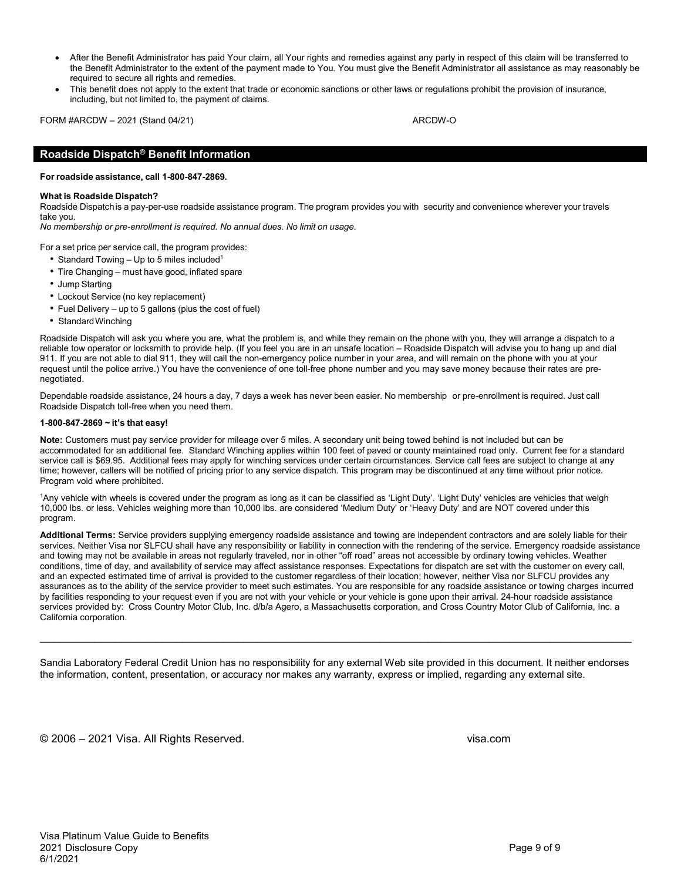- After the Benefit Administrator has paid Your claim, all Your rights and remedies against any party in respect of this claim will be transferred to the Benefit Administrator to the extent of the payment made to You. You must give the Benefit Administrator all assistance as may reasonably be required to secure all rights and remedies.
- This benefit does not apply to the extent that trade or economic sanctions or other laws or regulations prohibit the provision of insurance, including, but not limited to, the payment of claims.

FORM #ARCDW – 2021 (Stand 04/21) ARCDW-O

## Roadside Dispatch® Benefit Information

**For roadside assistance, call 1-800-847-2869.**

**What is Roadside Dispatch?**

Roadside Dispatch is a pay-per-use roadside assistance program. The program provides you with security and convenience wherever your travels take you.

*No membership or pre-enrollment is required. No annual dues. No limit on usage.*

For a set price per service call, the program provides:

- Standard Towing – Up to 5 miles included[1]
- Tire Changing – must have good, inflated spare
- Jump Starting
- Lockout Service (no key replacement)
- Fuel Delivery – up to 5 gallons (plus the cost of fuel)
- Standard Winching

Roadside Dispatch will ask you where you are, what the problem is, and while they remain on the phone with you, they will arrange a dispatch to a reliable tow operator or locksmith to provide help. (If you feel you are in an unsafe location – Roadside Dispatch will advise you to hang up and dial 911. If you are not able to dial 911, they will call the non-emergency police number in your area, and will remain on the phone with you at your request until the police arrive.) You have the convenience of one toll-free phone number and you may save money because their rates are pre-negotiated.

Dependable roadside assistance, 24 hours a day, 7 days a week has never been easier. No membership or pre-enrollment is required. Just call Roadside Dispatch toll-free when you need them.

**1-800-847-2869 ~ it's that easy!**

**Note:** Customers must pay service provider for mileage over 5 miles. A secondary unit being towed behind is not included but can be accommodated for an additional fee. Standard Winching applies within 100 feet of paved or county maintained road only. Current fee for a standard service call is $69.95. Additional fees may apply for winching services under certain circumstances. Service call fees are subject to change at any time; however, callers will be notified of pricing prior to any service dispatch. This program may be discontinued at any time without prior notice. Program void where prohibited.

[1]Any vehicle with wheels is covered under the program as long as it can be classified as 'Light Duty'. 'Light Duty' vehicles are vehicles that weigh 10,000 lbs. or less. Vehicles weighing more than 10,000 lbs. are considered 'Medium Duty' or 'Heavy Duty' and are NOT covered under this program.

**Additional Terms:** Service providers supplying emergency roadside assistance and towing are independent contractors and are solely liable for their services. Neither Visa nor SLFCU shall have any responsibility or liability in connection with the rendering of the service. Emergency roadside assistance and towing may not be available in areas not regularly traveled, nor in other "off road" areas not accessible by ordinary towing vehicles. Weather conditions, time of day, and availability of service may affect assistance responses. Expectations for dispatch are set with the customer on every call, and an expected estimated time of arrival is provided to the customer regardless of their location; however, neither Visa nor SLFCU provides any assurances as to the ability of the service provider to meet such estimates. You are responsible for any roadside assistance or towing charges incurred by facilities responding to your request even if you are not with your vehicle or your vehicle is gone upon their arrival. 24-hour roadside assistance services provided by: Cross Country Motor Club, Inc. d/b/a Agero, a Massachusetts corporation, and Cross Country Motor Club of California, Inc. a California corporation.

---

Sandia Laboratory Federal Credit Union has no responsibility for any external Web site provided in this document. It neither endorses the information, content, presentation, or accuracy nor makes any warranty, express or implied, regarding any external site.

© 2006 – 2021 Visa. All Rights Reserved. visa.com